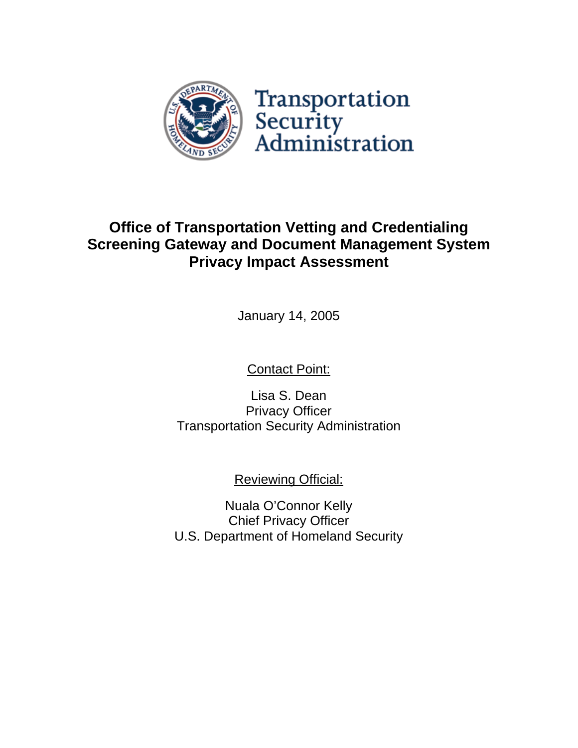Transportation Security Administration

# Office of Transportation Vetting and Credentialing Screening Gateway and Document Management System Privacy Impact Assessment

January 14, 2005

Contact Point:

Lisa S. Dean
Privacy Officer
Transportation Security Administration

Reviewing Official:

Nuala O'Connor Kelly
Chief Privacy Officer
U.S. Department of Homeland Security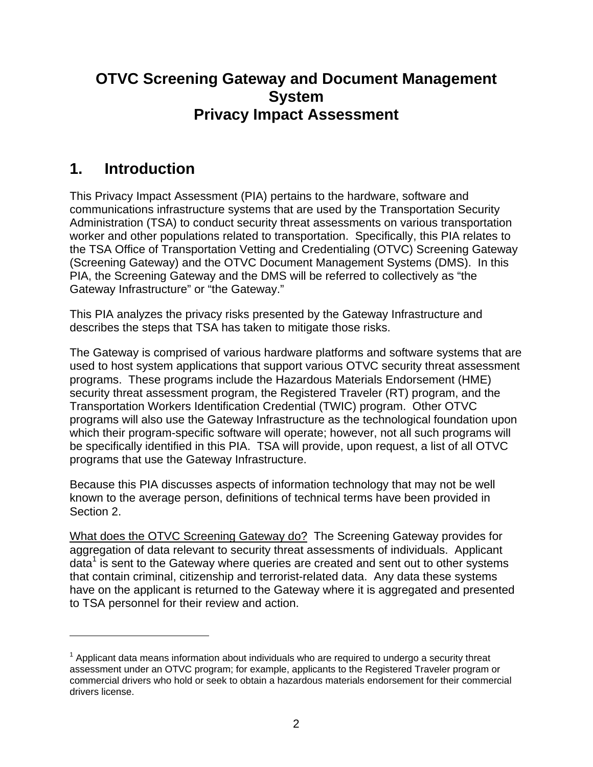# OTVC Screening Gateway and Document Management System Privacy Impact Assessment

## 1. Introduction

This Privacy Impact Assessment (PIA) pertains to the hardware, software and communications infrastructure systems that are used by the Transportation Security Administration (TSA) to conduct security threat assessments on various transportation worker and other populations related to transportation. Specifically, this PIA relates to the TSA Office of Transportation Vetting and Credentialing (OTVC) Screening Gateway (Screening Gateway) and the OTVC Document Management Systems (DMS). In this PIA, the Screening Gateway and the DMS will be referred to collectively as "the Gateway Infrastructure" or "the Gateway."

This PIA analyzes the privacy risks presented by the Gateway Infrastructure and describes the steps that TSA has taken to mitigate those risks.

The Gateway is comprised of various hardware platforms and software systems that are used to host system applications that support various OTVC security threat assessment programs. These programs include the Hazardous Materials Endorsement (HME) security threat assessment program, the Registered Traveler (RT) program, and the Transportation Workers Identification Credential (TWIC) program. Other OTVC programs will also use the Gateway Infrastructure as the technological foundation upon which their program-specific software will operate; however, not all such programs will be specifically identified in this PIA. TSA will provide, upon request, a list of all OTVC programs that use the Gateway Infrastructure.

Because this PIA discusses aspects of information technology that may not be well known to the average person, definitions of technical terms have been provided in Section 2.

<u>What does the OTVC Screening Gateway do?</u> The Screening Gateway provides for aggregation of data relevant to security threat assessments of individuals. Applicant data[1] is sent to the Gateway where queries are created and sent out to other systems that contain criminal, citizenship and terrorist-related data. Any data these systems have on the applicant is returned to the Gateway where it is aggregated and presented to TSA personnel for their review and action.

---

[1] Applicant data means information about individuals who are required to undergo a security threat assessment under an OTVC program; for example, applicants to the Registered Traveler program or commercial drivers who hold or seek to obtain a hazardous materials endorsement for their commercial drivers license.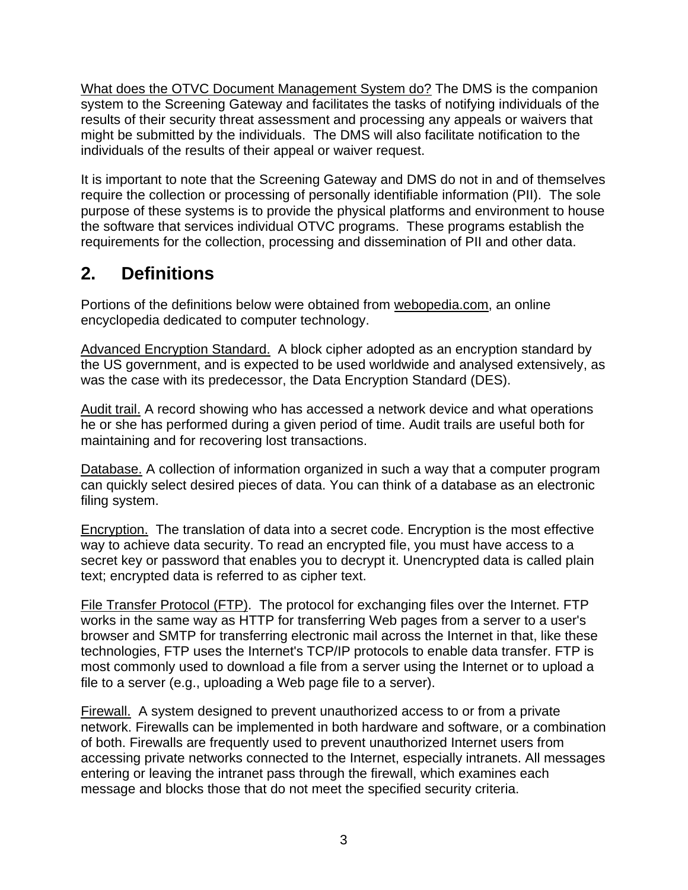What does the OTVC Document Management System do? The DMS is the companion system to the Screening Gateway and facilitates the tasks of notifying individuals of the results of their security threat assessment and processing any appeals or waivers that might be submitted by the individuals. The DMS will also facilitate notification to the individuals of the results of their appeal or waiver request.

It is important to note that the Screening Gateway and DMS do not in and of themselves require the collection or processing of personally identifiable information (PII). The sole purpose of these systems is to provide the physical platforms and environment to house the software that services individual OTVC programs. These programs establish the requirements for the collection, processing and dissemination of PII and other data.

## 2. Definitions

Portions of the definitions below were obtained from webopedia.com, an online encyclopedia dedicated to computer technology.

Advanced Encryption Standard. A block cipher adopted as an encryption standard by the US government, and is expected to be used worldwide and analysed extensively, as was the case with its predecessor, the Data Encryption Standard (DES).

Audit trail. A record showing who has accessed a network device and what operations he or she has performed during a given period of time. Audit trails are useful both for maintaining and for recovering lost transactions.

Database. A collection of information organized in such a way that a computer program can quickly select desired pieces of data. You can think of a database as an electronic filing system.

Encryption. The translation of data into a secret code. Encryption is the most effective way to achieve data security. To read an encrypted file, you must have access to a secret key or password that enables you to decrypt it. Unencrypted data is called plain text; encrypted data is referred to as cipher text.

File Transfer Protocol (FTP). The protocol for exchanging files over the Internet. FTP works in the same way as HTTP for transferring Web pages from a server to a user's browser and SMTP for transferring electronic mail across the Internet in that, like these technologies, FTP uses the Internet's TCP/IP protocols to enable data transfer. FTP is most commonly used to download a file from a server using the Internet or to upload a file to a server (e.g., uploading a Web page file to a server).

Firewall. A system designed to prevent unauthorized access to or from a private network. Firewalls can be implemented in both hardware and software, or a combination of both. Firewalls are frequently used to prevent unauthorized Internet users from accessing private networks connected to the Internet, especially intranets. All messages entering or leaving the intranet pass through the firewall, which examines each message and blocks those that do not meet the specified security criteria.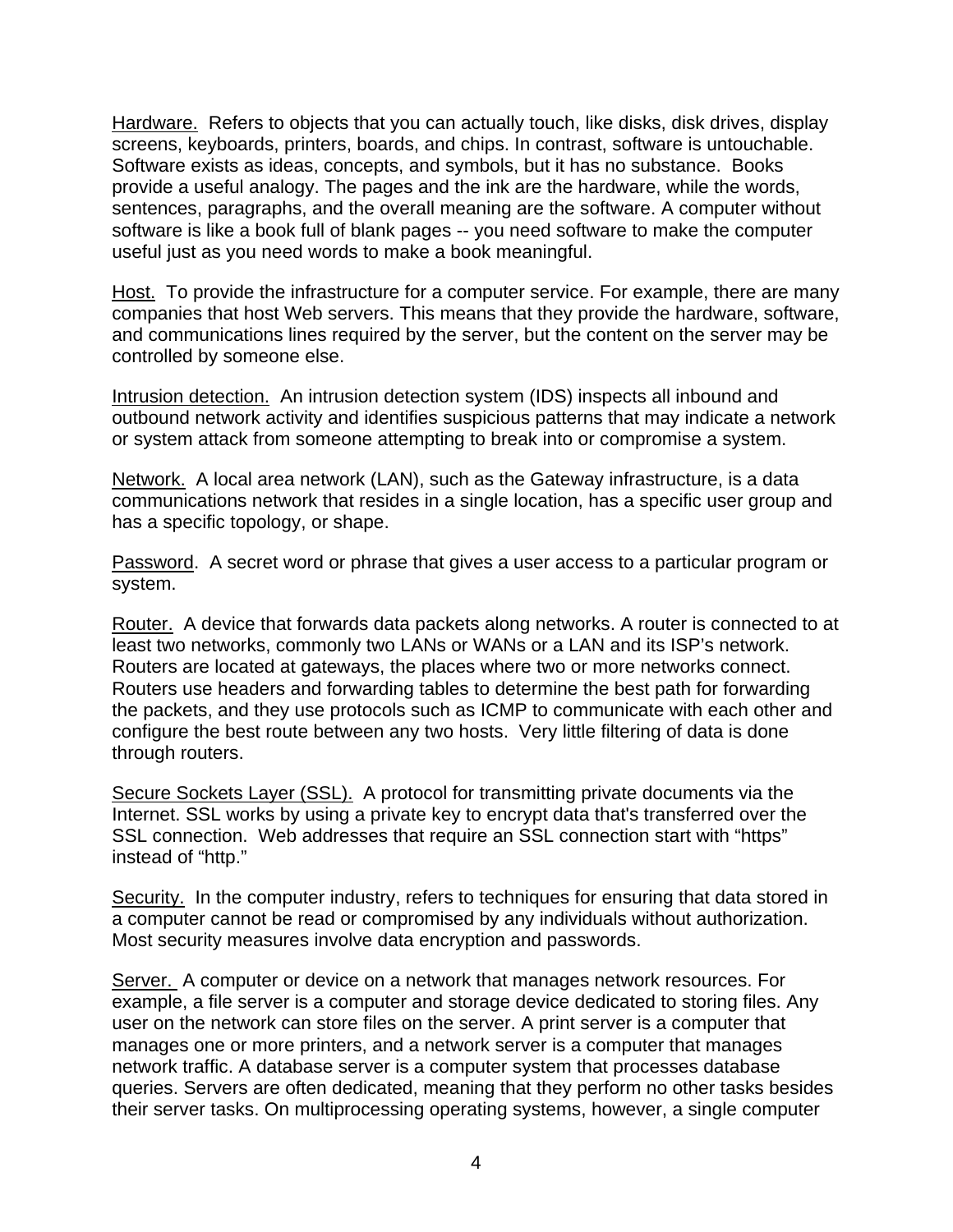Hardware. Refers to objects that you can actually touch, like disks, disk drives, display screens, keyboards, printers, boards, and chips. In contrast, software is untouchable. Software exists as ideas, concepts, and symbols, but it has no substance. Books provide a useful analogy. The pages and the ink are the hardware, while the words, sentences, paragraphs, and the overall meaning are the software. A computer without software is like a book full of blank pages -- you need software to make the computer useful just as you need words to make a book meaningful.

Host. To provide the infrastructure for a computer service. For example, there are many companies that host Web servers. This means that they provide the hardware, software, and communications lines required by the server, but the content on the server may be controlled by someone else.

Intrusion detection. An intrusion detection system (IDS) inspects all inbound and outbound network activity and identifies suspicious patterns that may indicate a network or system attack from someone attempting to break into or compromise a system.

Network. A local area network (LAN), such as the Gateway infrastructure, is a data communications network that resides in a single location, has a specific user group and has a specific topology, or shape.

Password. A secret word or phrase that gives a user access to a particular program or system.

Router. A device that forwards data packets along networks. A router is connected to at least two networks, commonly two LANs or WANs or a LAN and its ISP's network. Routers are located at gateways, the places where two or more networks connect. Routers use headers and forwarding tables to determine the best path for forwarding the packets, and they use protocols such as ICMP to communicate with each other and configure the best route between any two hosts. Very little filtering of data is done through routers.

Secure Sockets Layer (SSL). A protocol for transmitting private documents via the Internet. SSL works by using a private key to encrypt data that's transferred over the SSL connection. Web addresses that require an SSL connection start with "https" instead of "http."

Security. In the computer industry, refers to techniques for ensuring that data stored in a computer cannot be read or compromised by any individuals without authorization. Most security measures involve data encryption and passwords.

Server. A computer or device on a network that manages network resources. For example, a file server is a computer and storage device dedicated to storing files. Any user on the network can store files on the server. A print server is a computer that manages one or more printers, and a network server is a computer that manages network traffic. A database server is a computer system that processes database queries. Servers are often dedicated, meaning that they perform no other tasks besides their server tasks. On multiprocessing operating systems, however, a single computer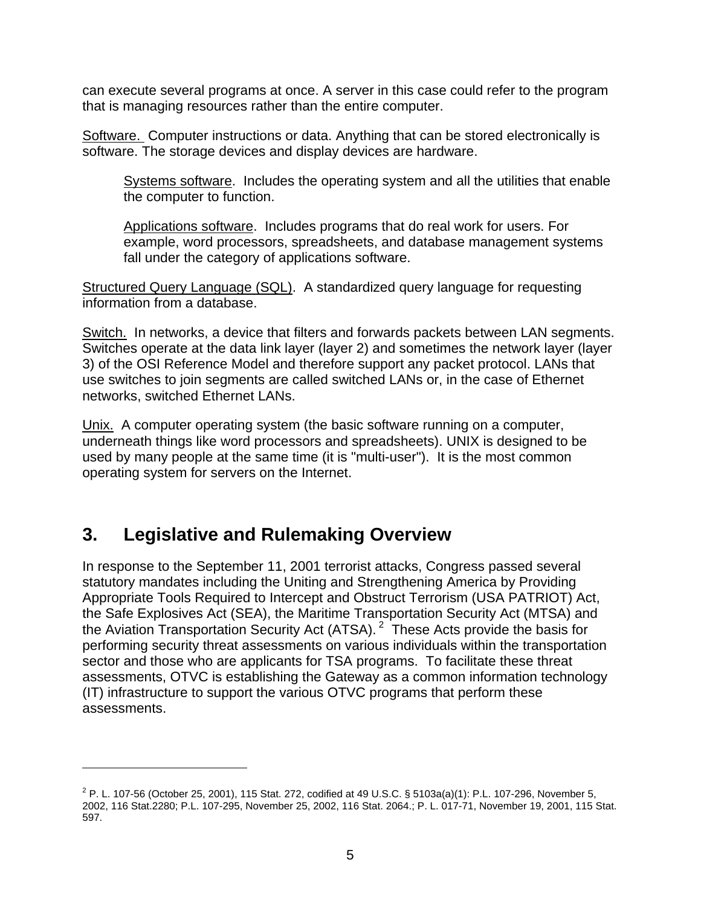can execute several programs at once. A server in this case could refer to the program that is managing resources rather than the entire computer.

Software. Computer instructions or data. Anything that can be stored electronically is software. The storage devices and display devices are hardware.

> Systems software. Includes the operating system and all the utilities that enable the computer to function.
>
> Applications software. Includes programs that do real work for users. For example, word processors, spreadsheets, and database management systems fall under the category of applications software.

Structured Query Language (SQL). A standardized query language for requesting information from a database.

Switch. In networks, a device that filters and forwards packets between LAN segments. Switches operate at the data link layer (layer 2) and sometimes the network layer (layer 3) of the OSI Reference Model and therefore support any packet protocol. LANs that use switches to join segments are called switched LANs or, in the case of Ethernet networks, switched Ethernet LANs.

Unix. A computer operating system (the basic software running on a computer, underneath things like word processors and spreadsheets). UNIX is designed to be used by many people at the same time (it is "multi-user"). It is the most common operating system for servers on the Internet.

## 3. Legislative and Rulemaking Overview

In response to the September 11, 2001 terrorist attacks, Congress passed several statutory mandates including the Uniting and Strengthening America by Providing Appropriate Tools Required to Intercept and Obstruct Terrorism (USA PATRIOT) Act, the Safe Explosives Act (SEA), the Maritime Transportation Security Act (MTSA) and the Aviation Transportation Security Act (ATSA).[2] These Acts provide the basis for performing security threat assessments on various individuals within the transportation sector and those who are applicants for TSA programs. To facilitate these threat assessments, OTVC is establishing the Gateway as a common information technology (IT) infrastructure to support the various OTVC programs that perform these assessments.

---

[2] P. L. 107-56 (October 25, 2001), 115 Stat. 272, codified at 49 U.S.C. § 5103a(a)(1): P.L. 107-296, November 5, 2002, 116 Stat.2280; P.L. 107-295, November 25, 2002, 116 Stat. 2064.; P. L. 017-71, November 19, 2001, 115 Stat. 597.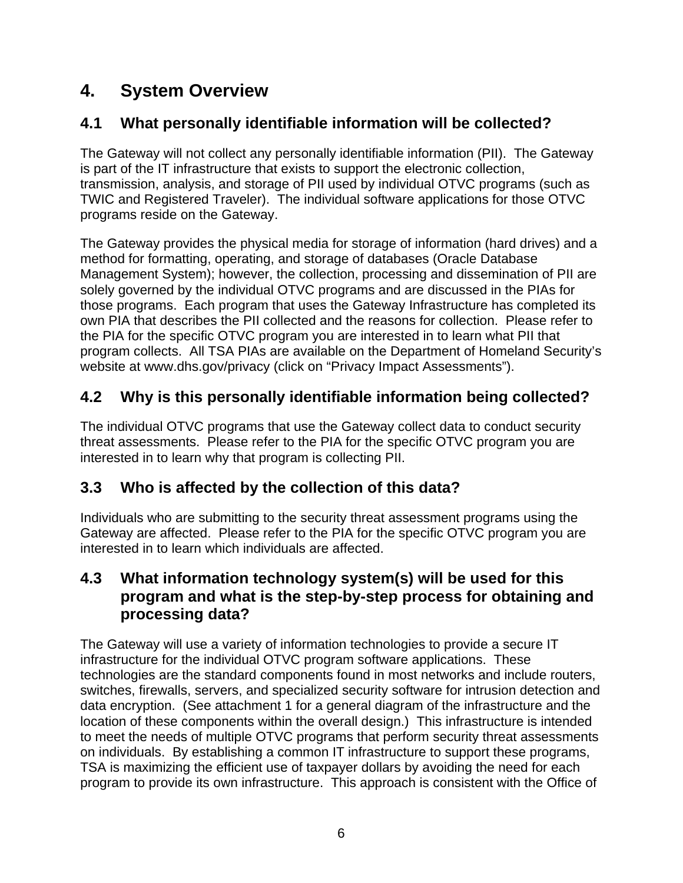# 4. System Overview

## 4.1 What personally identifiable information will be collected?

The Gateway will not collect any personally identifiable information (PII). The Gateway is part of the IT infrastructure that exists to support the electronic collection, transmission, analysis, and storage of PII used by individual OTVC programs (such as TWIC and Registered Traveler). The individual software applications for those OTVC programs reside on the Gateway.

The Gateway provides the physical media for storage of information (hard drives) and a method for formatting, operating, and storage of databases (Oracle Database Management System); however, the collection, processing and dissemination of PII are solely governed by the individual OTVC programs and are discussed in the PIAs for those programs. Each program that uses the Gateway Infrastructure has completed its own PIA that describes the PII collected and the reasons for collection. Please refer to the PIA for the specific OTVC program you are interested in to learn what PII that program collects. All TSA PIAs are available on the Department of Homeland Security's website at www.dhs.gov/privacy (click on "Privacy Impact Assessments").

## 4.2 Why is this personally identifiable information being collected?

The individual OTVC programs that use the Gateway collect data to conduct security threat assessments. Please refer to the PIA for the specific OTVC program you are interested in to learn why that program is collecting PII.

## 3.3 Who is affected by the collection of this data?

Individuals who are submitting to the security threat assessment programs using the Gateway are affected. Please refer to the PIA for the specific OTVC program you are interested in to learn which individuals are affected.

## 4.3 What information technology system(s) will be used for this program and what is the step-by-step process for obtaining and processing data?

The Gateway will use a variety of information technologies to provide a secure IT infrastructure for the individual OTVC program software applications. These technologies are the standard components found in most networks and include routers, switches, firewalls, servers, and specialized security software for intrusion detection and data encryption. (See attachment 1 for a general diagram of the infrastructure and the location of these components within the overall design.) This infrastructure is intended to meet the needs of multiple OTVC programs that perform security threat assessments on individuals. By establishing a common IT infrastructure to support these programs, TSA is maximizing the efficient use of taxpayer dollars by avoiding the need for each program to provide its own infrastructure. This approach is consistent with the Office of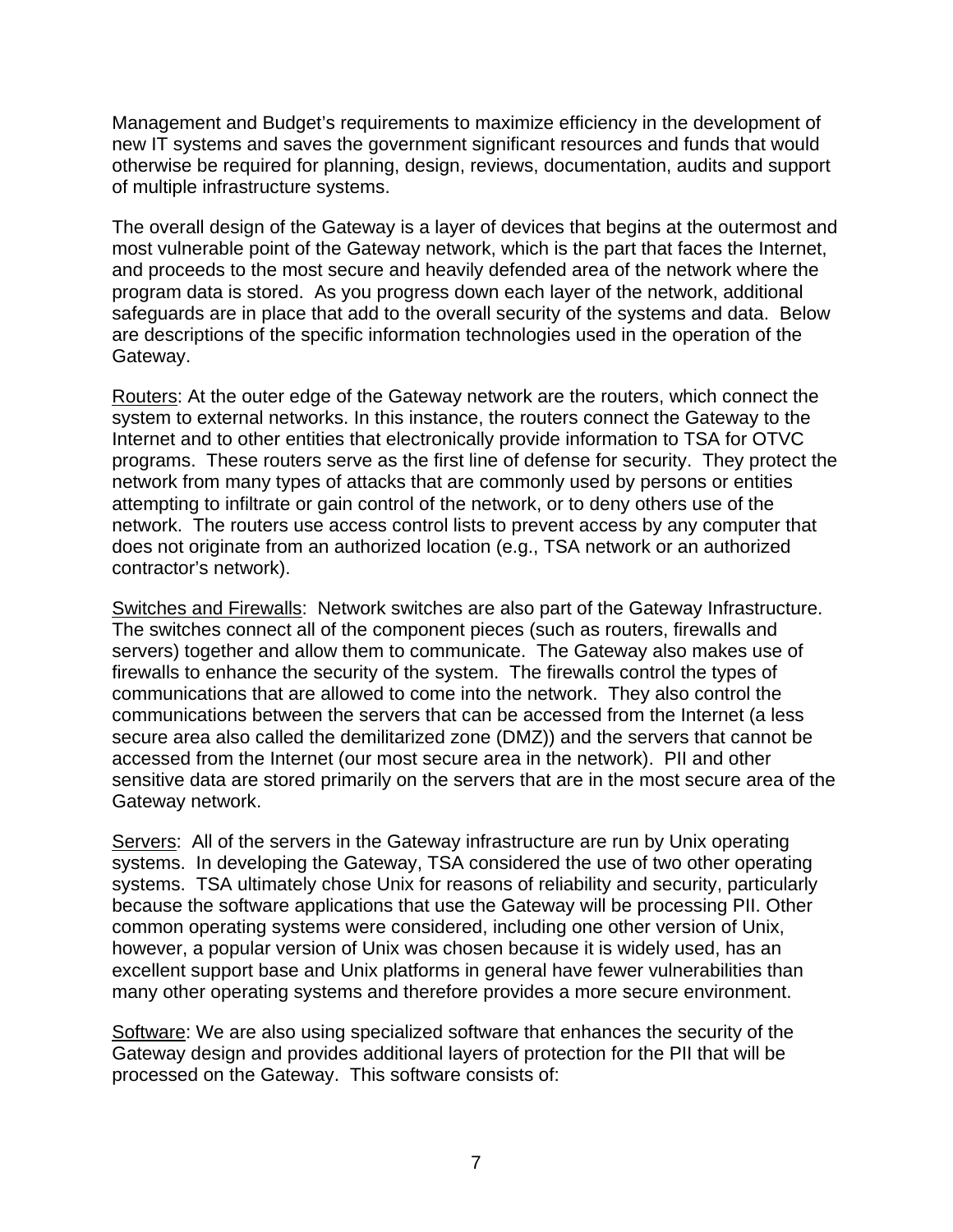Management and Budget's requirements to maximize efficiency in the development of new IT systems and saves the government significant resources and funds that would otherwise be required for planning, design, reviews, documentation, audits and support of multiple infrastructure systems.

The overall design of the Gateway is a layer of devices that begins at the outermost and most vulnerable point of the Gateway network, which is the part that faces the Internet, and proceeds to the most secure and heavily defended area of the network where the program data is stored. As you progress down each layer of the network, additional safeguards are in place that add to the overall security of the systems and data. Below are descriptions of the specific information technologies used in the operation of the Gateway.

<u>Routers</u>: At the outer edge of the Gateway network are the routers, which connect the system to external networks. In this instance, the routers connect the Gateway to the Internet and to other entities that electronically provide information to TSA for OTVC programs. These routers serve as the first line of defense for security. They protect the network from many types of attacks that are commonly used by persons or entities attempting to infiltrate or gain control of the network, or to deny others use of the network. The routers use access control lists to prevent access by any computer that does not originate from an authorized location (e.g., TSA network or an authorized contractor's network).

<u>Switches and Firewalls</u>: Network switches are also part of the Gateway Infrastructure. The switches connect all of the component pieces (such as routers, firewalls and servers) together and allow them to communicate. The Gateway also makes use of firewalls to enhance the security of the system. The firewalls control the types of communications that are allowed to come into the network. They also control the communications between the servers that can be accessed from the Internet (a less secure area also called the demilitarized zone (DMZ)) and the servers that cannot be accessed from the Internet (our most secure area in the network). PII and other sensitive data are stored primarily on the servers that are in the most secure area of the Gateway network.

<u>Servers</u>: All of the servers in the Gateway infrastructure are run by Unix operating systems. In developing the Gateway, TSA considered the use of two other operating systems. TSA ultimately chose Unix for reasons of reliability and security, particularly because the software applications that use the Gateway will be processing PII. Other common operating systems were considered, including one other version of Unix, however, a popular version of Unix was chosen because it is widely used, has an excellent support base and Unix platforms in general have fewer vulnerabilities than many other operating systems and therefore provides a more secure environment.

<u>Software</u>: We are also using specialized software that enhances the security of the Gateway design and provides additional layers of protection for the PII that will be processed on the Gateway. This software consists of: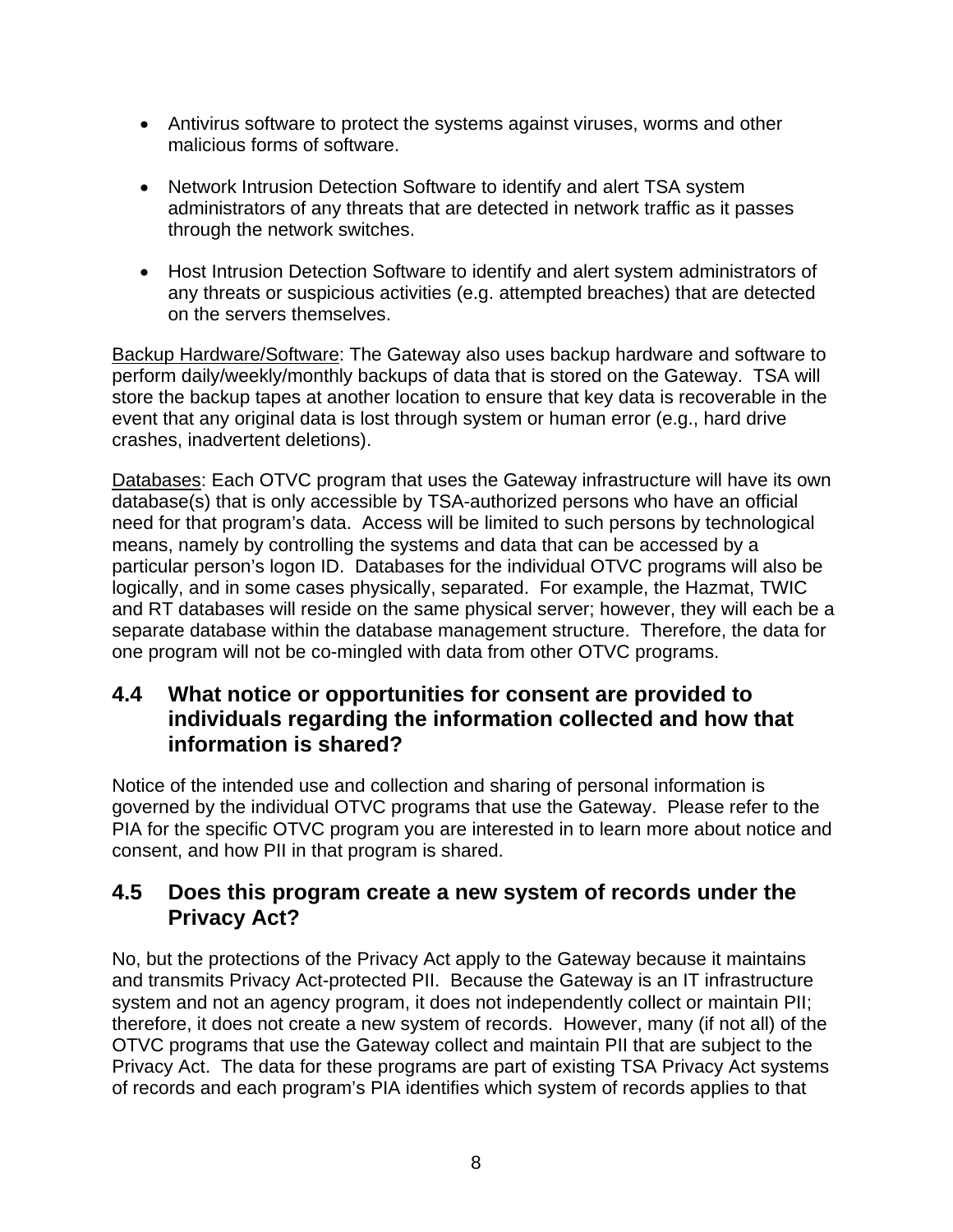- Antivirus software to protect the systems against viruses, worms and other malicious forms of software.

- Network Intrusion Detection Software to identify and alert TSA system administrators of any threats that are detected in network traffic as it passes through the network switches.

- Host Intrusion Detection Software to identify and alert system administrators of any threats or suspicious activities (e.g. attempted breaches) that are detected on the servers themselves.

Backup Hardware/Software: The Gateway also uses backup hardware and software to perform daily/weekly/monthly backups of data that is stored on the Gateway. TSA will store the backup tapes at another location to ensure that key data is recoverable in the event that any original data is lost through system or human error (e.g., hard drive crashes, inadvertent deletions).

Databases: Each OTVC program that uses the Gateway infrastructure will have its own database(s) that is only accessible by TSA-authorized persons who have an official need for that program's data. Access will be limited to such persons by technological means, namely by controlling the systems and data that can be accessed by a particular person's logon ID. Databases for the individual OTVC programs will also be logically, and in some cases physically, separated. For example, the Hazmat, TWIC and RT databases will reside on the same physical server; however, they will each be a separate database within the database management structure. Therefore, the data for one program will not be co-mingled with data from other OTVC programs.

## 4.4 What notice or opportunities for consent are provided to individuals regarding the information collected and how that information is shared?

Notice of the intended use and collection and sharing of personal information is governed by the individual OTVC programs that use the Gateway. Please refer to the PIA for the specific OTVC program you are interested in to learn more about notice and consent, and how PII in that program is shared.

## 4.5 Does this program create a new system of records under the Privacy Act?

No, but the protections of the Privacy Act apply to the Gateway because it maintains and transmits Privacy Act-protected PII. Because the Gateway is an IT infrastructure system and not an agency program, it does not independently collect or maintain PII; therefore, it does not create a new system of records. However, many (if not all) of the OTVC programs that use the Gateway collect and maintain PII that are subject to the Privacy Act. The data for these programs are part of existing TSA Privacy Act systems of records and each program's PIA identifies which system of records applies to that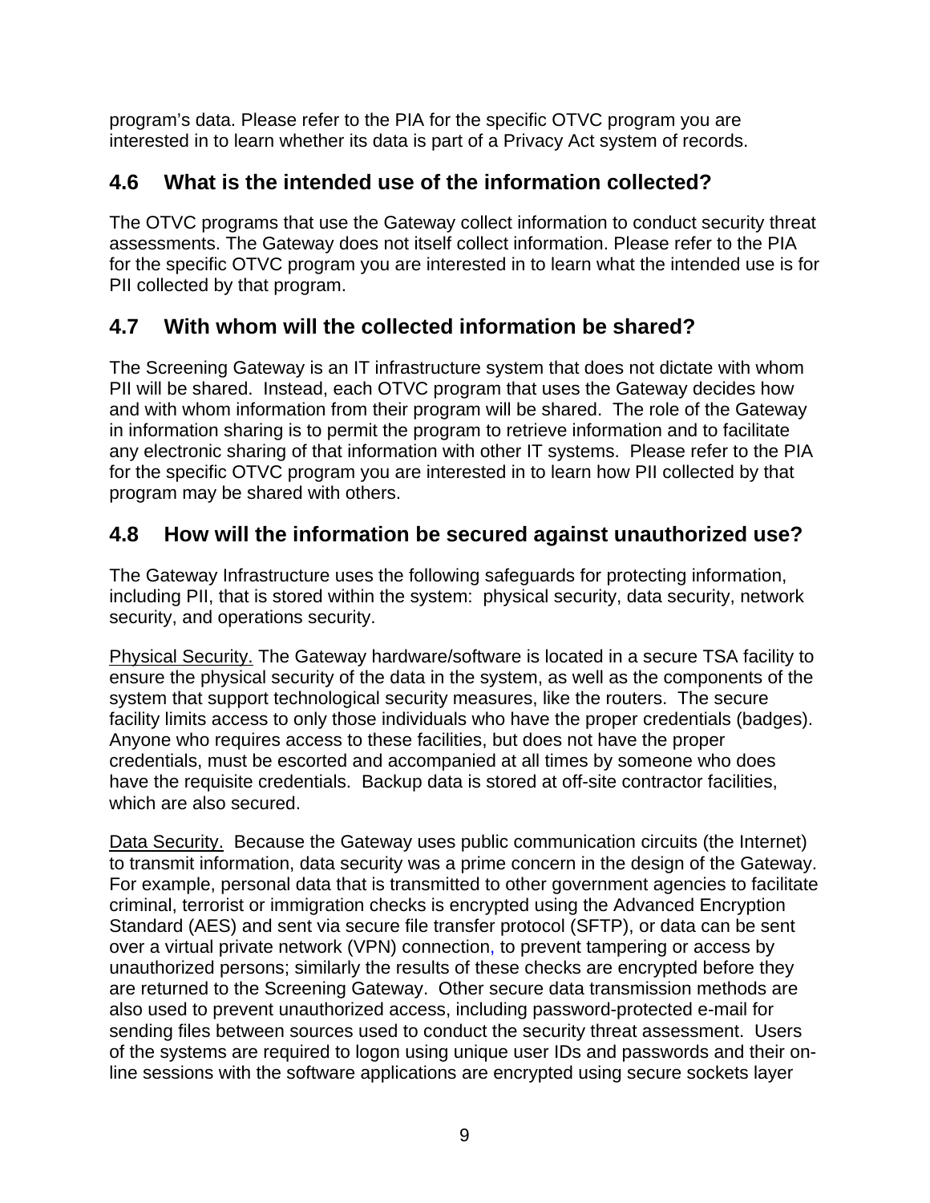program's data. Please refer to the PIA for the specific OTVC program you are interested in to learn whether its data is part of a Privacy Act system of records.

## 4.6 What is the intended use of the information collected?

The OTVC programs that use the Gateway collect information to conduct security threat assessments. The Gateway does not itself collect information. Please refer to the PIA for the specific OTVC program you are interested in to learn what the intended use is for PII collected by that program.

## 4.7 With whom will the collected information be shared?

The Screening Gateway is an IT infrastructure system that does not dictate with whom PII will be shared. Instead, each OTVC program that uses the Gateway decides how and with whom information from their program will be shared. The role of the Gateway in information sharing is to permit the program to retrieve information and to facilitate any electronic sharing of that information with other IT systems. Please refer to the PIA for the specific OTVC program you are interested in to learn how PII collected by that program may be shared with others.

## 4.8 How will the information be secured against unauthorized use?

The Gateway Infrastructure uses the following safeguards for protecting information, including PII, that is stored within the system: physical security, data security, network security, and operations security.

<u>Physical Security.</u> The Gateway hardware/software is located in a secure TSA facility to ensure the physical security of the data in the system, as well as the components of the system that support technological security measures, like the routers. The secure facility limits access to only those individuals who have the proper credentials (badges). Anyone who requires access to these facilities, but does not have the proper credentials, must be escorted and accompanied at all times by someone who does have the requisite credentials. Backup data is stored at off-site contractor facilities, which are also secured.

<u>Data Security.</u> Because the Gateway uses public communication circuits (the Internet) to transmit information, data security was a prime concern in the design of the Gateway. For example, personal data that is transmitted to other government agencies to facilitate criminal, terrorist or immigration checks is encrypted using the Advanced Encryption Standard (AES) and sent via secure file transfer protocol (SFTP), or data can be sent over a virtual private network (VPN) connection, to prevent tampering or access by unauthorized persons; similarly the results of these checks are encrypted before they are returned to the Screening Gateway. Other secure data transmission methods are also used to prevent unauthorized access, including password-protected e-mail for sending files between sources used to conduct the security threat assessment. Users of the systems are required to logon using unique user IDs and passwords and their on-line sessions with the software applications are encrypted using secure sockets layer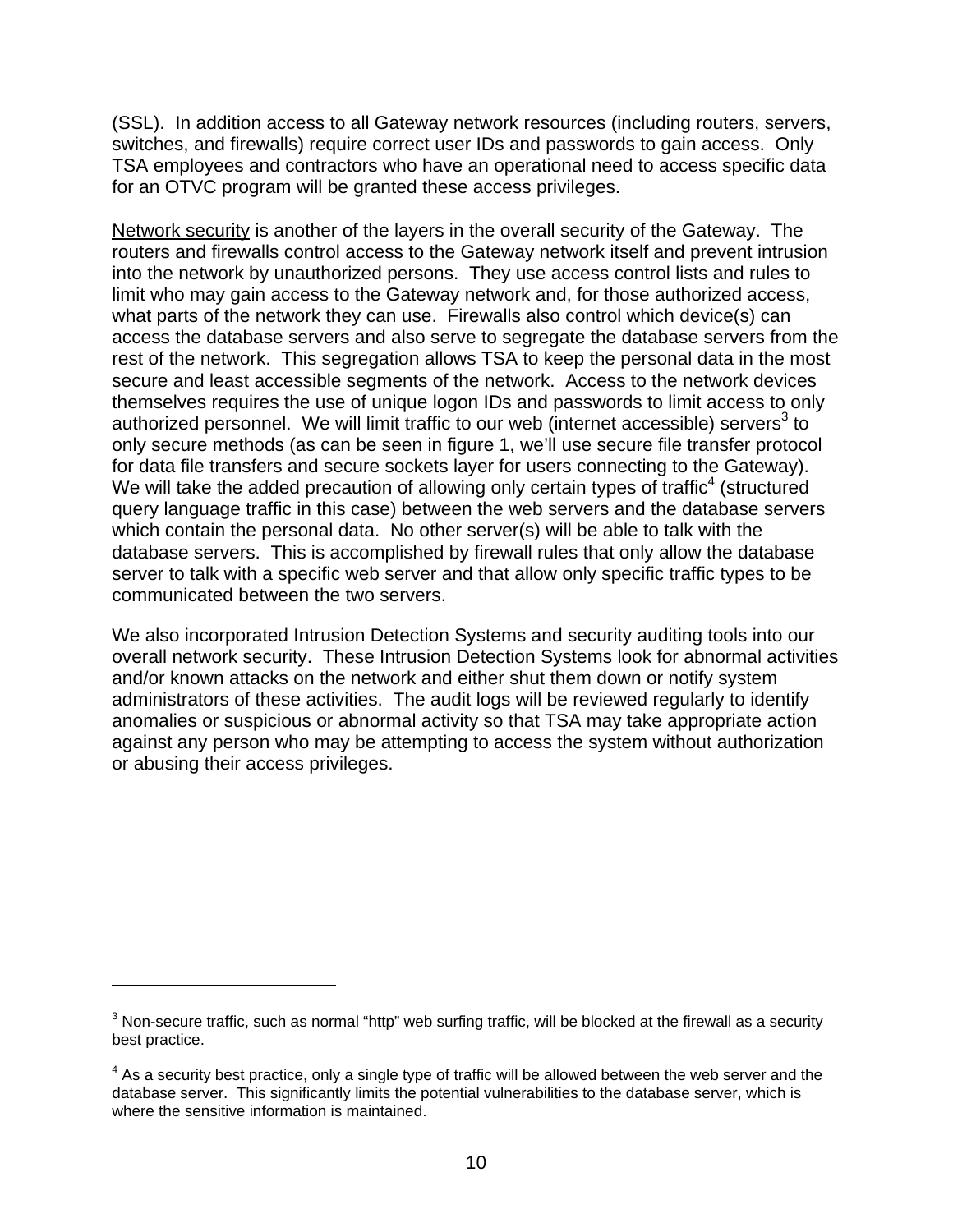(SSL). In addition access to all Gateway network resources (including routers, servers, switches, and firewalls) require correct user IDs and passwords to gain access. Only TSA employees and contractors who have an operational need to access specific data for an OTVC program will be granted these access privileges.

Network security is another of the layers in the overall security of the Gateway. The routers and firewalls control access to the Gateway network itself and prevent intrusion into the network by unauthorized persons. They use access control lists and rules to limit who may gain access to the Gateway network and, for those authorized access, what parts of the network they can use. Firewalls also control which device(s) can access the database servers and also serve to segregate the database servers from the rest of the network. This segregation allows TSA to keep the personal data in the most secure and least accessible segments of the network. Access to the network devices themselves requires the use of unique logon IDs and passwords to limit access to only authorized personnel. We will limit traffic to our web (internet accessible) servers[3] to only secure methods (as can be seen in figure 1, we'll use secure file transfer protocol for data file transfers and secure sockets layer for users connecting to the Gateway). We will take the added precaution of allowing only certain types of traffic[4] (structured query language traffic in this case) between the web servers and the database servers which contain the personal data. No other server(s) will be able to talk with the database servers. This is accomplished by firewall rules that only allow the database server to talk with a specific web server and that allow only specific traffic types to be communicated between the two servers.

We also incorporated Intrusion Detection Systems and security auditing tools into our overall network security. These Intrusion Detection Systems look for abnormal activities and/or known attacks on the network and either shut them down or notify system administrators of these activities. The audit logs will be reviewed regularly to identify anomalies or suspicious or abnormal activity so that TSA may take appropriate action against any person who may be attempting to access the system without authorization or abusing their access privileges.

---

[3] Non-secure traffic, such as normal "http" web surfing traffic, will be blocked at the firewall as a security best practice.

[4] As a security best practice, only a single type of traffic will be allowed between the web server and the database server. This significantly limits the potential vulnerabilities to the database server, which is where the sensitive information is maintained.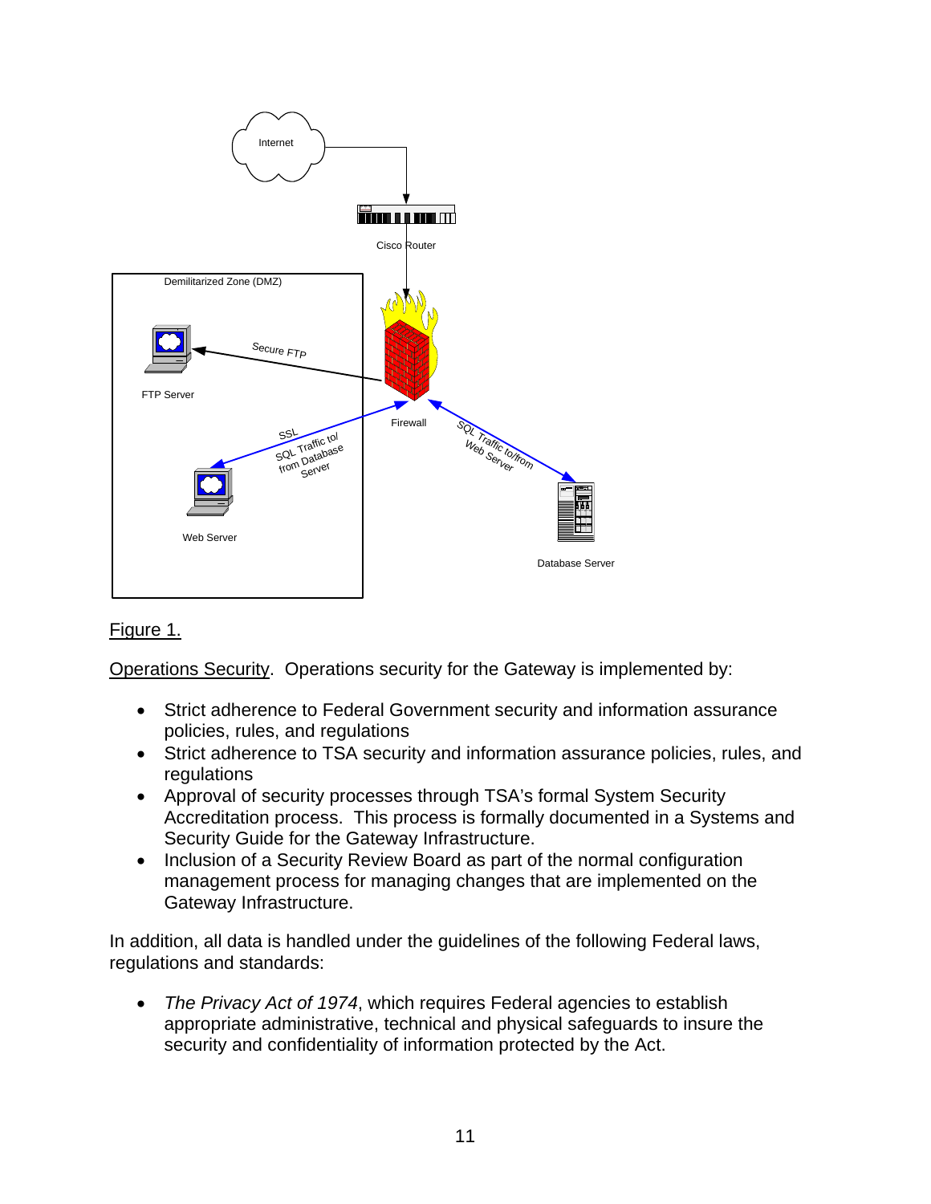Figure 1.

Operations Security. Operations security for the Gateway is implemented by:

- Strict adherence to Federal Government security and information assurance policies, rules, and regulations
- Strict adherence to TSA security and information assurance policies, rules, and regulations
- Approval of security processes through TSA's formal System Security Accreditation process. This process is formally documented in a Systems and Security Guide for the Gateway Infrastructure.
- Inclusion of a Security Review Board as part of the normal configuration management process for managing changes that are implemented on the Gateway Infrastructure.

In addition, all data is handled under the guidelines of the following Federal laws, regulations and standards:

- *The Privacy Act of 1974*, which requires Federal agencies to establish appropriate administrative, technical and physical safeguards to insure the security and confidentiality of information protected by the Act.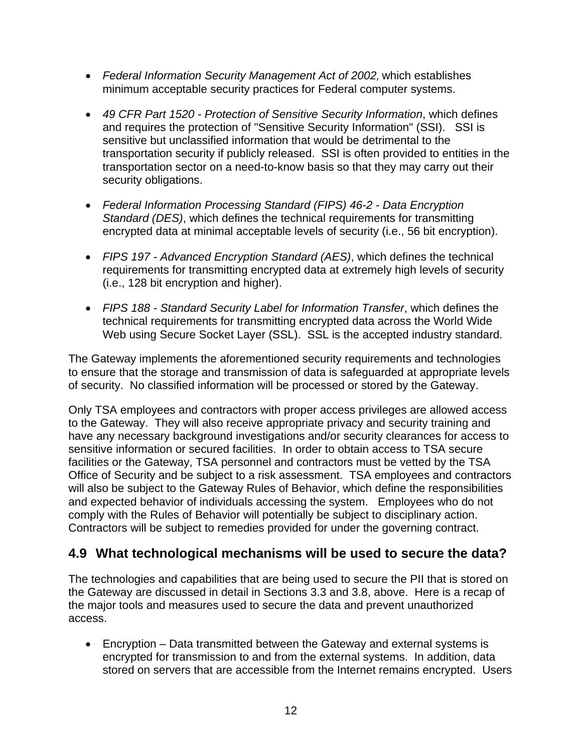- *Federal Information Security Management Act of 2002,* which establishes minimum acceptable security practices for Federal computer systems.

- *49 CFR Part 1520 - Protection of Sensitive Security Information*, which defines and requires the protection of "Sensitive Security Information" (SSI). SSI is sensitive but unclassified information that would be detrimental to the transportation security if publicly released. SSI is often provided to entities in the transportation sector on a need-to-know basis so that they may carry out their security obligations.

- *Federal Information Processing Standard (FIPS) 46-2 - Data Encryption Standard (DES)*, which defines the technical requirements for transmitting encrypted data at minimal acceptable levels of security (i.e., 56 bit encryption).

- *FIPS 197 - Advanced Encryption Standard (AES)*, which defines the technical requirements for transmitting encrypted data at extremely high levels of security (i.e., 128 bit encryption and higher).

- *FIPS 188 - Standard Security Label for Information Transfer*, which defines the technical requirements for transmitting encrypted data across the World Wide Web using Secure Socket Layer (SSL). SSL is the accepted industry standard.

The Gateway implements the aforementioned security requirements and technologies to ensure that the storage and transmission of data is safeguarded at appropriate levels of security. No classified information will be processed or stored by the Gateway.

Only TSA employees and contractors with proper access privileges are allowed access to the Gateway. They will also receive appropriate privacy and security training and have any necessary background investigations and/or security clearances for access to sensitive information or secured facilities. In order to obtain access to TSA secure facilities or the Gateway, TSA personnel and contractors must be vetted by the TSA Office of Security and be subject to a risk assessment. TSA employees and contractors will also be subject to the Gateway Rules of Behavior, which define the responsibilities and expected behavior of individuals accessing the system. Employees who do not comply with the Rules of Behavior will potentially be subject to disciplinary action. Contractors will be subject to remedies provided for under the governing contract.

## 4.9 What technological mechanisms will be used to secure the data?

The technologies and capabilities that are being used to secure the PII that is stored on the Gateway are discussed in detail in Sections 3.3 and 3.8, above. Here is a recap of the major tools and measures used to secure the data and prevent unauthorized access.

- Encryption – Data transmitted between the Gateway and external systems is encrypted for transmission to and from the external systems. In addition, data stored on servers that are accessible from the Internet remains encrypted. Users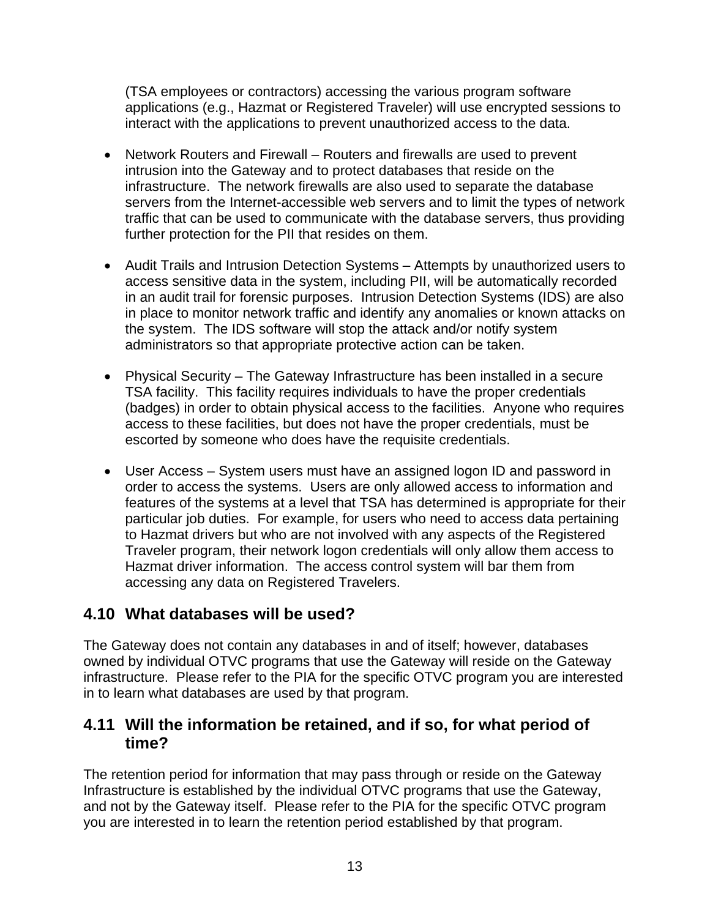(TSA employees or contractors) accessing the various program software applications (e.g., Hazmat or Registered Traveler) will use encrypted sessions to interact with the applications to prevent unauthorized access to the data.

- Network Routers and Firewall – Routers and firewalls are used to prevent intrusion into the Gateway and to protect databases that reside on the infrastructure. The network firewalls are also used to separate the database servers from the Internet-accessible web servers and to limit the types of network traffic that can be used to communicate with the database servers, thus providing further protection for the PII that resides on them.

- Audit Trails and Intrusion Detection Systems – Attempts by unauthorized users to access sensitive data in the system, including PII, will be automatically recorded in an audit trail for forensic purposes. Intrusion Detection Systems (IDS) are also in place to monitor network traffic and identify any anomalies or known attacks on the system. The IDS software will stop the attack and/or notify system administrators so that appropriate protective action can be taken.

- Physical Security – The Gateway Infrastructure has been installed in a secure TSA facility. This facility requires individuals to have the proper credentials (badges) in order to obtain physical access to the facilities. Anyone who requires access to these facilities, but does not have the proper credentials, must be escorted by someone who does have the requisite credentials.

- User Access – System users must have an assigned logon ID and password in order to access the systems. Users are only allowed access to information and features of the systems at a level that TSA has determined is appropriate for their particular job duties. For example, for users who need to access data pertaining to Hazmat drivers but who are not involved with any aspects of the Registered Traveler program, their network logon credentials will only allow them access to Hazmat driver information. The access control system will bar them from accessing any data on Registered Travelers.

## 4.10 What databases will be used?

The Gateway does not contain any databases in and of itself; however, databases owned by individual OTVC programs that use the Gateway will reside on the Gateway infrastructure. Please refer to the PIA for the specific OTVC program you are interested in to learn what databases are used by that program.

## 4.11 Will the information be retained, and if so, for what period of time?

The retention period for information that may pass through or reside on the Gateway Infrastructure is established by the individual OTVC programs that use the Gateway, and not by the Gateway itself. Please refer to the PIA for the specific OTVC program you are interested in to learn the retention period established by that program.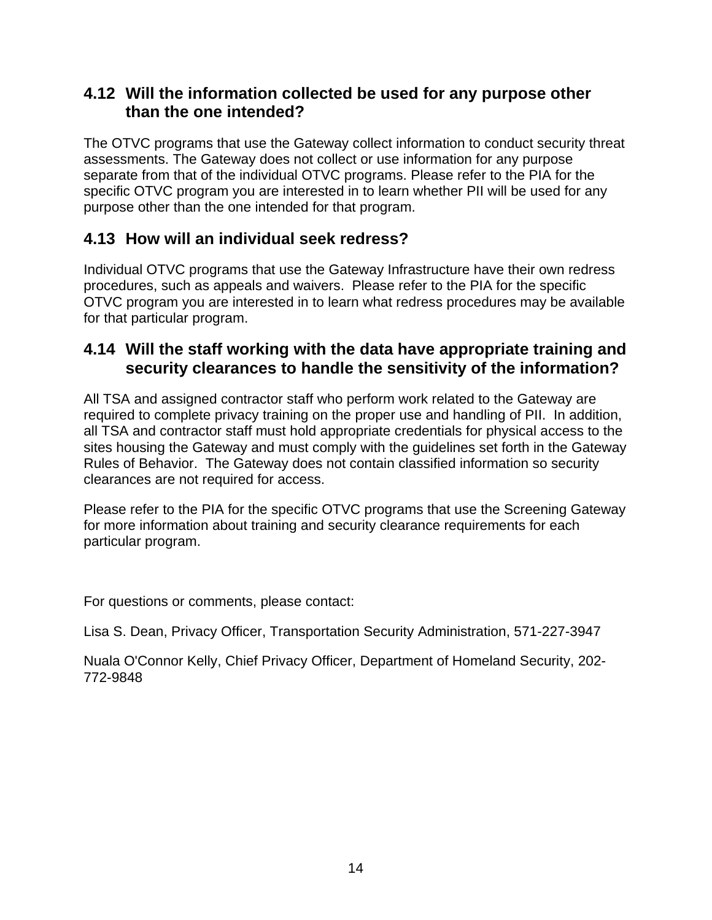### 4.12 Will the information collected be used for any purpose other than the one intended?

The OTVC programs that use the Gateway collect information to conduct security threat assessments. The Gateway does not collect or use information for any purpose separate from that of the individual OTVC programs. Please refer to the PIA for the specific OTVC program you are interested in to learn whether PII will be used for any purpose other than the one intended for that program.

### 4.13 How will an individual seek redress?

Individual OTVC programs that use the Gateway Infrastructure have their own redress procedures, such as appeals and waivers. Please refer to the PIA for the specific OTVC program you are interested in to learn what redress procedures may be available for that particular program.

### 4.14 Will the staff working with the data have appropriate training and security clearances to handle the sensitivity of the information?

All TSA and assigned contractor staff who perform work related to the Gateway are required to complete privacy training on the proper use and handling of PII. In addition, all TSA and contractor staff must hold appropriate credentials for physical access to the sites housing the Gateway and must comply with the guidelines set forth in the Gateway Rules of Behavior. The Gateway does not contain classified information so security clearances are not required for access.

Please refer to the PIA for the specific OTVC programs that use the Screening Gateway for more information about training and security clearance requirements for each particular program.

For questions or comments, please contact:

Lisa S. Dean, Privacy Officer, Transportation Security Administration, 571-227-3947

Nuala O'Connor Kelly, Chief Privacy Officer, Department of Homeland Security, 202-772-9848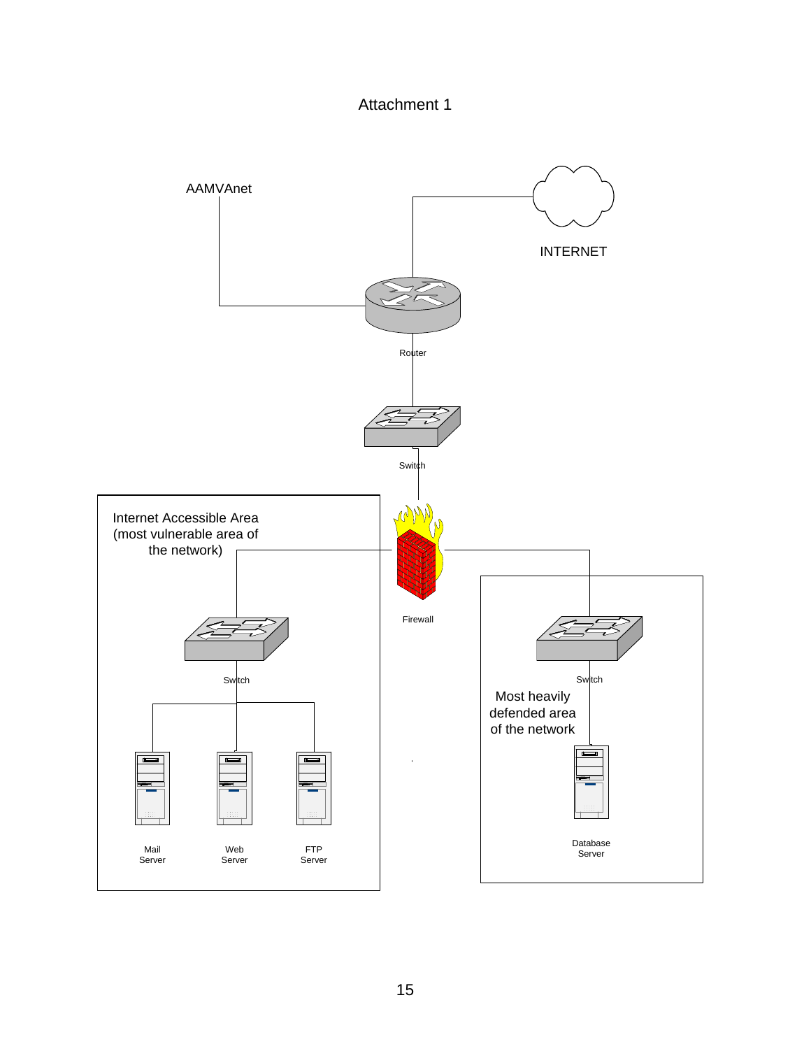Attachment 1

AAMVAnet

INTERNET

Router

Switch

Internet Accessible Area (most vulnerable area of the network)

Firewall

Switch

Switch

Most heavily defended area of the network

Mail Server

Web Server

FTP Server

Database Server